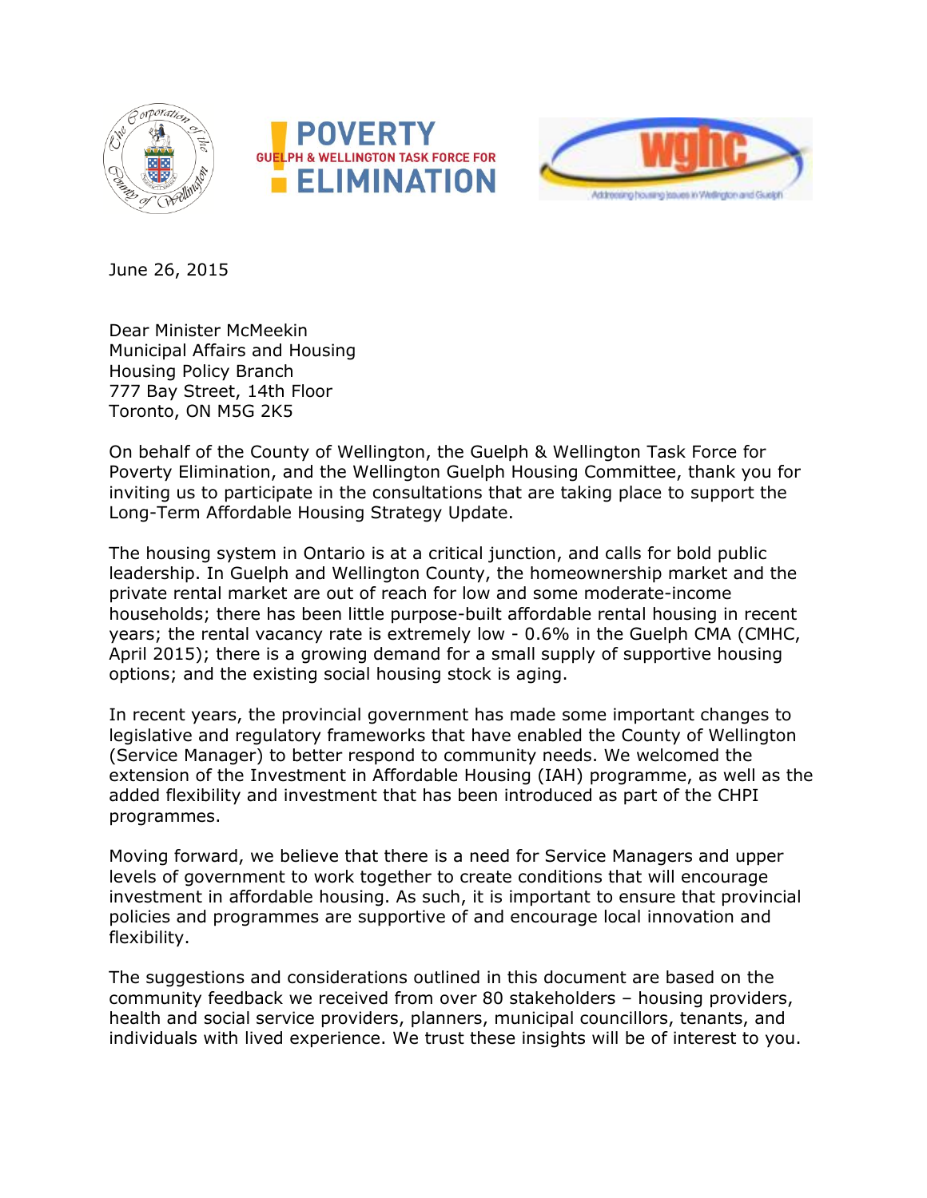June 26, 2015

Dear Minister McMeekin
Municipal Affairs and Housing
Housing Policy Branch
777 Bay Street, 14th Floor
Toronto, ON M5G 2K5

On behalf of the County of Wellington, the Guelph & Wellington Task Force for Poverty Elimination, and the Wellington Guelph Housing Committee, thank you for inviting us to participate in the consultations that are taking place to support the Long-Term Affordable Housing Strategy Update.

The housing system in Ontario is at a critical junction, and calls for bold public leadership. In Guelph and Wellington County, the homeownership market and the private rental market are out of reach for low and some moderate-income households; there has been little purpose-built affordable rental housing in recent years; the rental vacancy rate is extremely low - 0.6% in the Guelph CMA (CMHC, April 2015); there is a growing demand for a small supply of supportive housing options; and the existing social housing stock is aging.

In recent years, the provincial government has made some important changes to legislative and regulatory frameworks that have enabled the County of Wellington (Service Manager) to better respond to community needs. We welcomed the extension of the Investment in Affordable Housing (IAH) programme, as well as the added flexibility and investment that has been introduced as part of the CHPI programmes.

Moving forward, we believe that there is a need for Service Managers and upper levels of government to work together to create conditions that will encourage investment in affordable housing. As such, it is important to ensure that provincial policies and programmes are supportive of and encourage local innovation and flexibility.

The suggestions and considerations outlined in this document are based on the community feedback we received from over 80 stakeholders – housing providers, health and social service providers, planners, municipal councillors, tenants, and individuals with lived experience. We trust these insights will be of interest to you.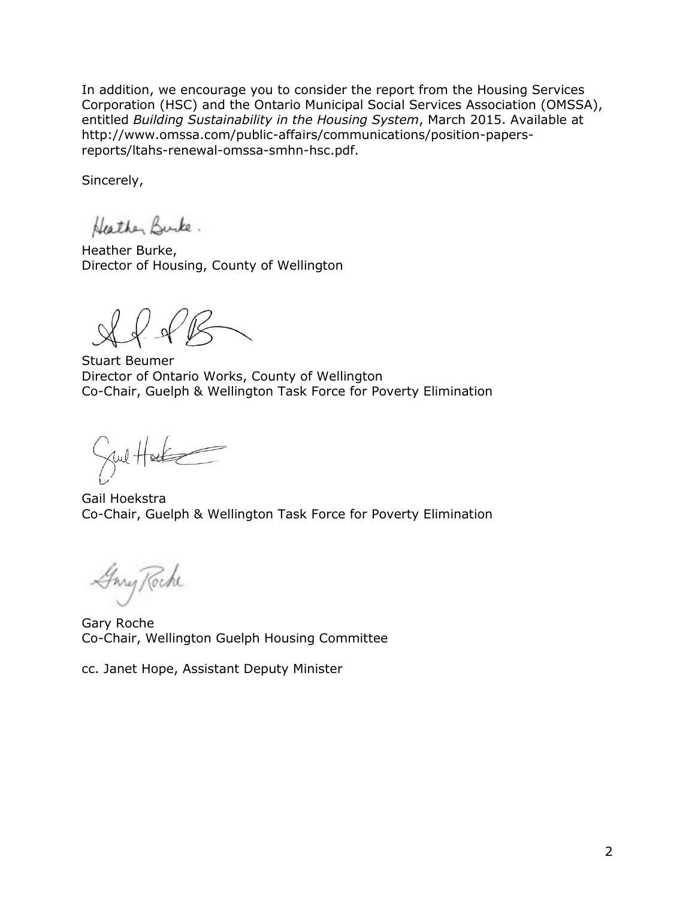In addition, we encourage you to consider the report from the Housing Services Corporation (HSC) and the Ontario Municipal Social Services Association (OMSSA), entitled *Building Sustainability in the Housing System*, March 2015. Available at http://www.omssa.com/public-affairs/communications/position-papers-reports/ltahs-renewal-omssa-smhn-hsc.pdf.

Sincerely,

Heather Burke,
Director of Housing, County of Wellington

Stuart Beumer
Director of Ontario Works, County of Wellington
Co-Chair, Guelph & Wellington Task Force for Poverty Elimination

Gail Hoekstra
Co-Chair, Guelph & Wellington Task Force for Poverty Elimination

Gary Roche
Co-Chair, Wellington Guelph Housing Committee

cc. Janet Hope, Assistant Deputy Minister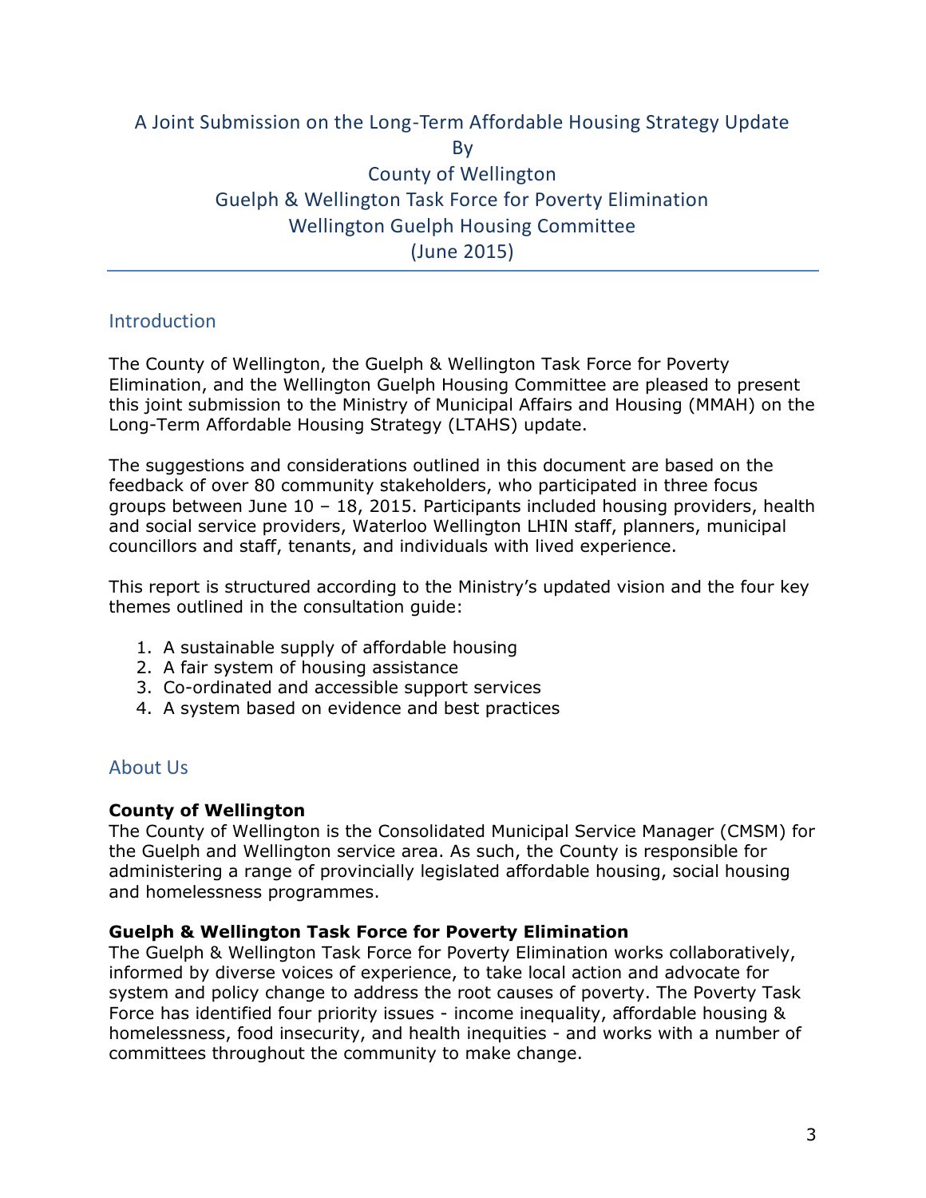# A Joint Submission on the Long-Term Affordable Housing Strategy Update
By
County of Wellington
Guelph & Wellington Task Force for Poverty Elimination
Wellington Guelph Housing Committee
(June 2015)

## Introduction

The County of Wellington, the Guelph & Wellington Task Force for Poverty Elimination, and the Wellington Guelph Housing Committee are pleased to present this joint submission to the Ministry of Municipal Affairs and Housing (MMAH) on the Long-Term Affordable Housing Strategy (LTAHS) update.

The suggestions and considerations outlined in this document are based on the feedback of over 80 community stakeholders, who participated in three focus groups between June 10 – 18, 2015. Participants included housing providers, health and social service providers, Waterloo Wellington LHIN staff, planners, municipal councillors and staff, tenants, and individuals with lived experience.

This report is structured according to the Ministry's updated vision and the four key themes outlined in the consultation guide:

1. A sustainable supply of affordable housing
2. A fair system of housing assistance
3. Co-ordinated and accessible support services
4. A system based on evidence and best practices

## About Us

**County of Wellington**
The County of Wellington is the Consolidated Municipal Service Manager (CMSM) for the Guelph and Wellington service area. As such, the County is responsible for administering a range of provincially legislated affordable housing, social housing and homelessness programmes.

**Guelph & Wellington Task Force for Poverty Elimination**
The Guelph & Wellington Task Force for Poverty Elimination works collaboratively, informed by diverse voices of experience, to take local action and advocate for system and policy change to address the root causes of poverty. The Poverty Task Force has identified four priority issues - income inequality, affordable housing & homelessness, food insecurity, and health inequities - and works with a number of committees throughout the community to make change.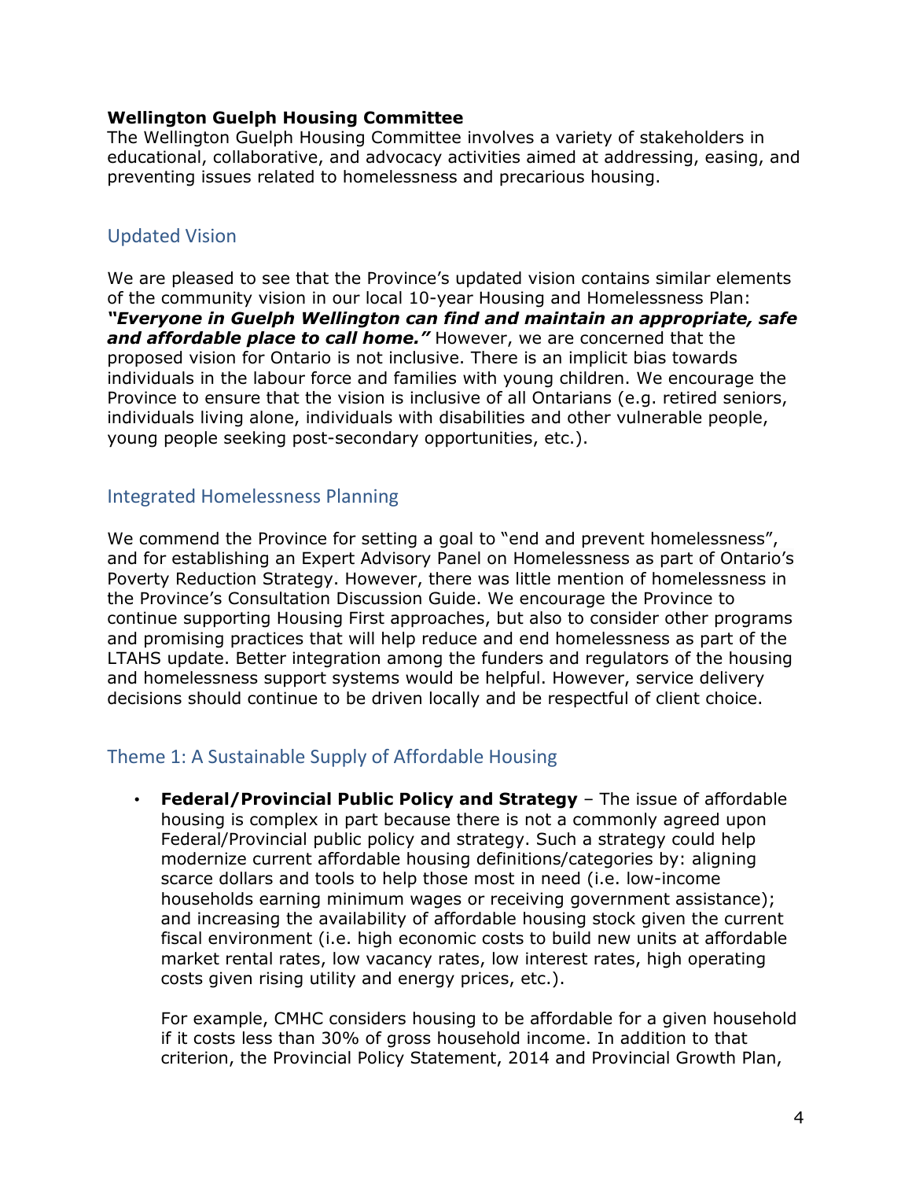**Wellington Guelph Housing Committee**
The Wellington Guelph Housing Committee involves a variety of stakeholders in educational, collaborative, and advocacy activities aimed at addressing, easing, and preventing issues related to homelessness and precarious housing.

## Updated Vision

We are pleased to see that the Province's updated vision contains similar elements of the community vision in our local 10-year Housing and Homelessness Plan: ***"Everyone in Guelph Wellington can find and maintain an appropriate, safe and affordable place to call home."*** However, we are concerned that the proposed vision for Ontario is not inclusive. There is an implicit bias towards individuals in the labour force and families with young children. We encourage the Province to ensure that the vision is inclusive of all Ontarians (e.g. retired seniors, individuals living alone, individuals with disabilities and other vulnerable people, young people seeking post-secondary opportunities, etc.).

## Integrated Homelessness Planning

We commend the Province for setting a goal to "end and prevent homelessness", and for establishing an Expert Advisory Panel on Homelessness as part of Ontario's Poverty Reduction Strategy. However, there was little mention of homelessness in the Province's Consultation Discussion Guide. We encourage the Province to continue supporting Housing First approaches, but also to consider other programs and promising practices that will help reduce and end homelessness as part of the LTAHS update. Better integration among the funders and regulators of the housing and homelessness support systems would be helpful. However, service delivery decisions should continue to be driven locally and be respectful of client choice.

## Theme 1: A Sustainable Supply of Affordable Housing

- **Federal/Provincial Public Policy and Strategy** – The issue of affordable housing is complex in part because there is not a commonly agreed upon Federal/Provincial public policy and strategy. Such a strategy could help modernize current affordable housing definitions/categories by: aligning scarce dollars and tools to help those most in need (i.e. low-income households earning minimum wages or receiving government assistance); and increasing the availability of affordable housing stock given the current fiscal environment (i.e. high economic costs to build new units at affordable market rental rates, low vacancy rates, low interest rates, high operating costs given rising utility and energy prices, etc.).

  For example, CMHC considers housing to be affordable for a given household if it costs less than 30% of gross household income. In addition to that criterion, the Provincial Policy Statement, 2014 and Provincial Growth Plan,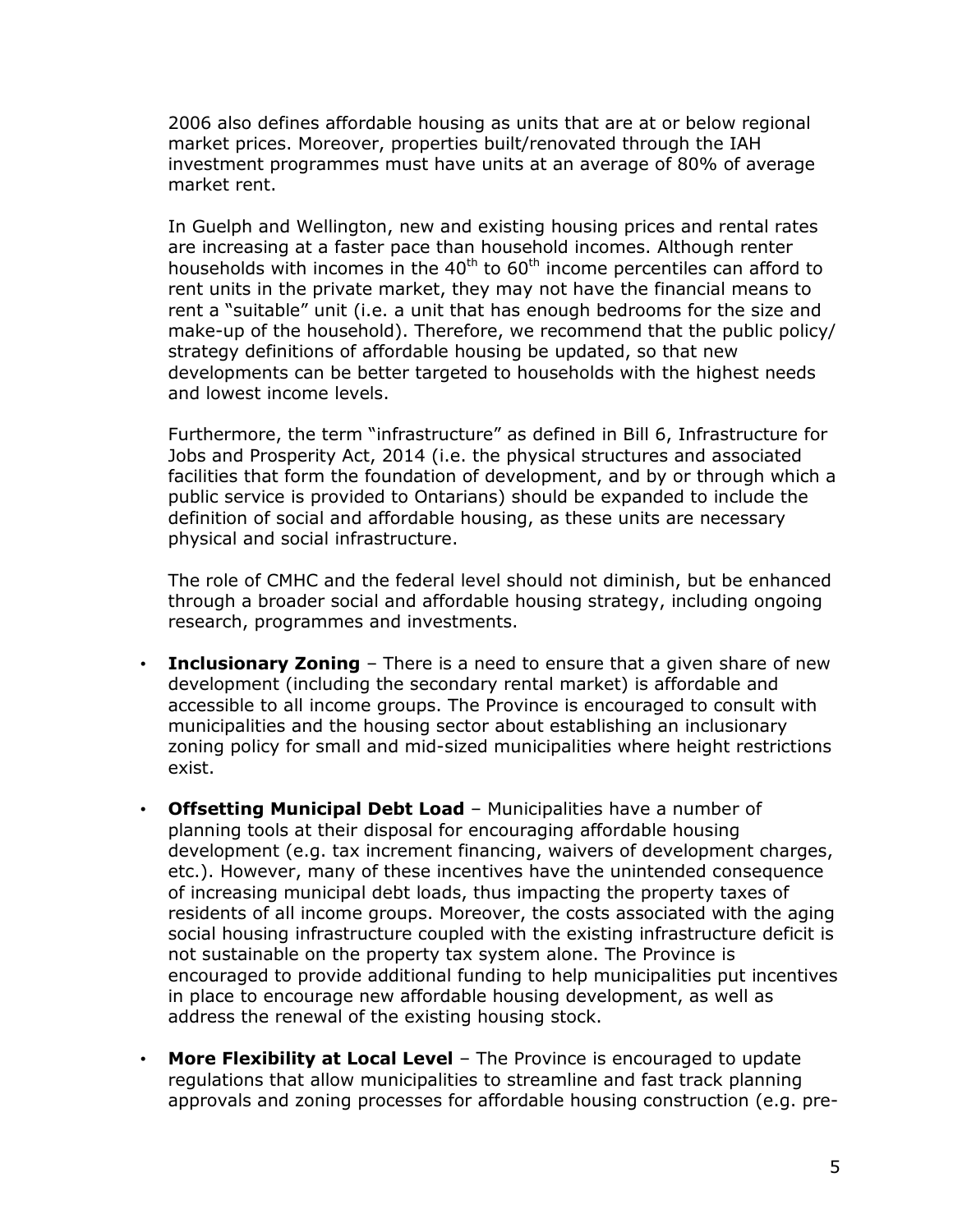2006 also defines affordable housing as units that are at or below regional market prices. Moreover, properties built/renovated through the IAH investment programmes must have units at an average of 80% of average market rent.

In Guelph and Wellington, new and existing housing prices and rental rates are increasing at a faster pace than household incomes. Although renter households with incomes in the 40th to 60th income percentiles can afford to rent units in the private market, they may not have the financial means to rent a "suitable" unit (i.e. a unit that has enough bedrooms for the size and make-up of the household). Therefore, we recommend that the public policy/ strategy definitions of affordable housing be updated, so that new developments can be better targeted to households with the highest needs and lowest income levels.

Furthermore, the term "infrastructure" as defined in Bill 6, Infrastructure for Jobs and Prosperity Act, 2014 (i.e. the physical structures and associated facilities that form the foundation of development, and by or through which a public service is provided to Ontarians) should be expanded to include the definition of social and affordable housing, as these units are necessary physical and social infrastructure.

The role of CMHC and the federal level should not diminish, but be enhanced through a broader social and affordable housing strategy, including ongoing research, programmes and investments.

- **Inclusionary Zoning** – There is a need to ensure that a given share of new development (including the secondary rental market) is affordable and accessible to all income groups. The Province is encouraged to consult with municipalities and the housing sector about establishing an inclusionary zoning policy for small and mid-sized municipalities where height restrictions exist.
- **Offsetting Municipal Debt Load** – Municipalities have a number of planning tools at their disposal for encouraging affordable housing development (e.g. tax increment financing, waivers of development charges, etc.). However, many of these incentives have the unintended consequence of increasing municipal debt loads, thus impacting the property taxes of residents of all income groups. Moreover, the costs associated with the aging social housing infrastructure coupled with the existing infrastructure deficit is not sustainable on the property tax system alone. The Province is encouraged to provide additional funding to help municipalities put incentives in place to encourage new affordable housing development, as well as address the renewal of the existing housing stock.
- **More Flexibility at Local Level** – The Province is encouraged to update regulations that allow municipalities to streamline and fast track planning approvals and zoning processes for affordable housing construction (e.g. pre-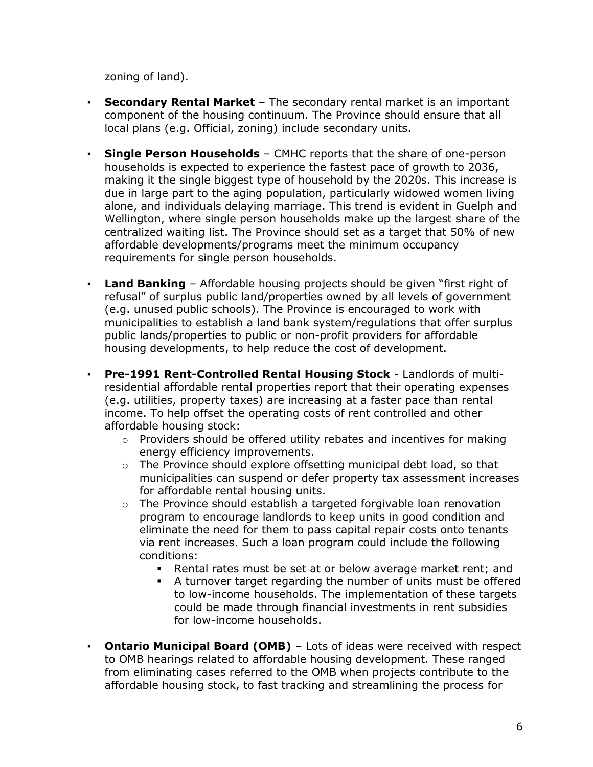zoning of land).

- **Secondary Rental Market** – The secondary rental market is an important component of the housing continuum. The Province should ensure that all local plans (e.g. Official, zoning) include secondary units.

- **Single Person Households** – CMHC reports that the share of one-person households is expected to experience the fastest pace of growth to 2036, making it the single biggest type of household by the 2020s. This increase is due in large part to the aging population, particularly widowed women living alone, and individuals delaying marriage. This trend is evident in Guelph and Wellington, where single person households make up the largest share of the centralized waiting list. The Province should set as a target that 50% of new affordable developments/programs meet the minimum occupancy requirements for single person households.

- **Land Banking** – Affordable housing projects should be given "first right of refusal" of surplus public land/properties owned by all levels of government (e.g. unused public schools). The Province is encouraged to work with municipalities to establish a land bank system/regulations that offer surplus public lands/properties to public or non-profit providers for affordable housing developments, to help reduce the cost of development.

- **Pre-1991 Rent-Controlled Rental Housing Stock** - Landlords of multi-residential affordable rental properties report that their operating expenses (e.g. utilities, property taxes) are increasing at a faster pace than rental income. To help offset the operating costs of rent controlled and other affordable housing stock:
  - Providers should be offered utility rebates and incentives for making energy efficiency improvements.
  - The Province should explore offsetting municipal debt load, so that municipalities can suspend or defer property tax assessment increases for affordable rental housing units.
  - The Province should establish a targeted forgivable loan renovation program to encourage landlords to keep units in good condition and eliminate the need for them to pass capital repair costs onto tenants via rent increases. Such a loan program could include the following conditions:
    - Rental rates must be set at or below average market rent; and
    - A turnover target regarding the number of units must be offered to low-income households. The implementation of these targets could be made through financial investments in rent subsidies for low-income households.

- **Ontario Municipal Board (OMB)** – Lots of ideas were received with respect to OMB hearings related to affordable housing development. These ranged from eliminating cases referred to the OMB when projects contribute to the affordable housing stock, to fast tracking and streamlining the process for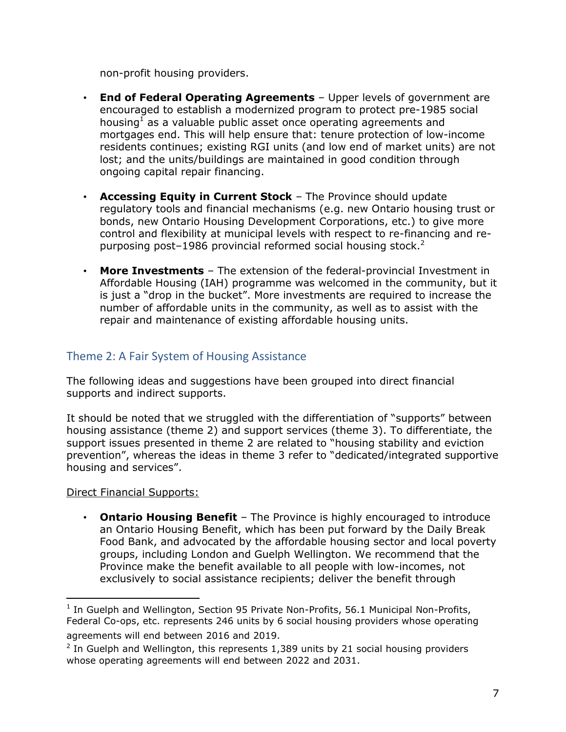non-profit housing providers.

- **End of Federal Operating Agreements** – Upper levels of government are encouraged to establish a modernized program to protect pre-1985 social housing[1] as a valuable public asset once operating agreements and mortgages end. This will help ensure that: tenure protection of low-income residents continues; existing RGI units (and low end of market units) are not lost; and the units/buildings are maintained in good condition through ongoing capital repair financing.

- **Accessing Equity in Current Stock** – The Province should update regulatory tools and financial mechanisms (e.g. new Ontario housing trust or bonds, new Ontario Housing Development Corporations, etc.) to give more control and flexibility at municipal levels with respect to re-financing and re-purposing post–1986 provincial reformed social housing stock.[2]

- **More Investments** – The extension of the federal-provincial Investment in Affordable Housing (IAH) programme was welcomed in the community, but it is just a "drop in the bucket". More investments are required to increase the number of affordable units in the community, as well as to assist with the repair and maintenance of existing affordable housing units.

## Theme 2: A Fair System of Housing Assistance

The following ideas and suggestions have been grouped into direct financial supports and indirect supports.

It should be noted that we struggled with the differentiation of "supports" between housing assistance (theme 2) and support services (theme 3). To differentiate, the support issues presented in theme 2 are related to "housing stability and eviction prevention", whereas the ideas in theme 3 refer to "dedicated/integrated supportive housing and services".

<u>Direct Financial Supports:</u>

- **Ontario Housing Benefit** – The Province is highly encouraged to introduce an Ontario Housing Benefit, which has been put forward by the Daily Break Food Bank, and advocated by the affordable housing sector and local poverty groups, including London and Guelph Wellington. We recommend that the Province make the benefit available to all people with low-incomes, not exclusively to social assistance recipients; deliver the benefit through

---

[1] In Guelph and Wellington, Section 95 Private Non-Profits, 56.1 Municipal Non-Profits, Federal Co-ops, etc. represents 246 units by 6 social housing providers whose operating agreements will end between 2016 and 2019.

[2] In Guelph and Wellington, this represents 1,389 units by 21 social housing providers whose operating agreements will end between 2022 and 2031.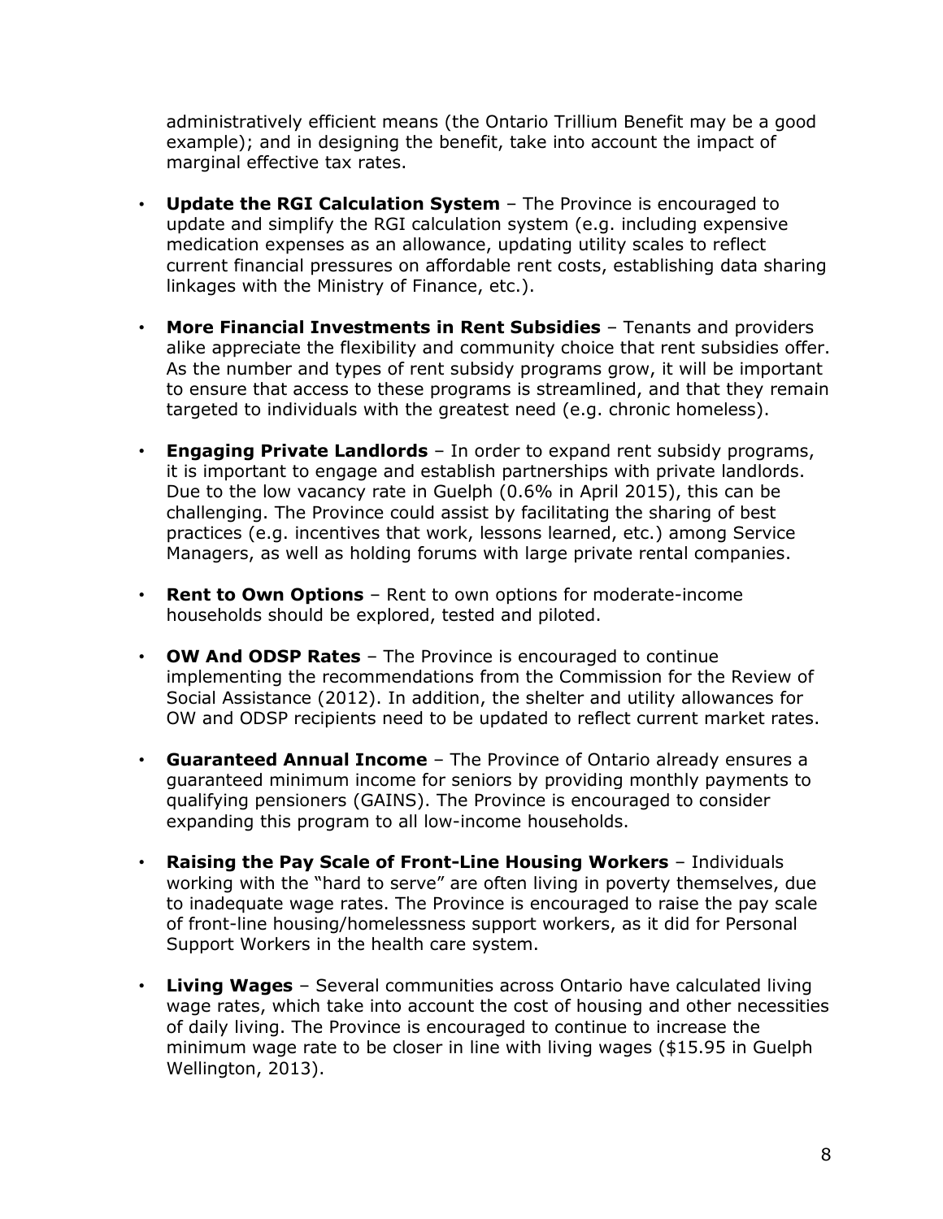administratively efficient means (the Ontario Trillium Benefit may be a good example); and in designing the benefit, take into account the impact of marginal effective tax rates.

- **Update the RGI Calculation System** – The Province is encouraged to update and simplify the RGI calculation system (e.g. including expensive medication expenses as an allowance, updating utility scales to reflect current financial pressures on affordable rent costs, establishing data sharing linkages with the Ministry of Finance, etc.).

- **More Financial Investments in Rent Subsidies** – Tenants and providers alike appreciate the flexibility and community choice that rent subsidies offer. As the number and types of rent subsidy programs grow, it will be important to ensure that access to these programs is streamlined, and that they remain targeted to individuals with the greatest need (e.g. chronic homeless).

- **Engaging Private Landlords** – In order to expand rent subsidy programs, it is important to engage and establish partnerships with private landlords. Due to the low vacancy rate in Guelph (0.6% in April 2015), this can be challenging. The Province could assist by facilitating the sharing of best practices (e.g. incentives that work, lessons learned, etc.) among Service Managers, as well as holding forums with large private rental companies.

- **Rent to Own Options** – Rent to own options for moderate-income households should be explored, tested and piloted.

- **OW And ODSP Rates** – The Province is encouraged to continue implementing the recommendations from the Commission for the Review of Social Assistance (2012). In addition, the shelter and utility allowances for OW and ODSP recipients need to be updated to reflect current market rates.

- **Guaranteed Annual Income** – The Province of Ontario already ensures a guaranteed minimum income for seniors by providing monthly payments to qualifying pensioners (GAINS). The Province is encouraged to consider expanding this program to all low-income households.

- **Raising the Pay Scale of Front-Line Housing Workers** – Individuals working with the "hard to serve" are often living in poverty themselves, due to inadequate wage rates. The Province is encouraged to raise the pay scale of front-line housing/homelessness support workers, as it did for Personal Support Workers in the health care system.

- **Living Wages** – Several communities across Ontario have calculated living wage rates, which take into account the cost of housing and other necessities of daily living. The Province is encouraged to continue to increase the minimum wage rate to be closer in line with living wages ($15.95 in Guelph Wellington, 2013).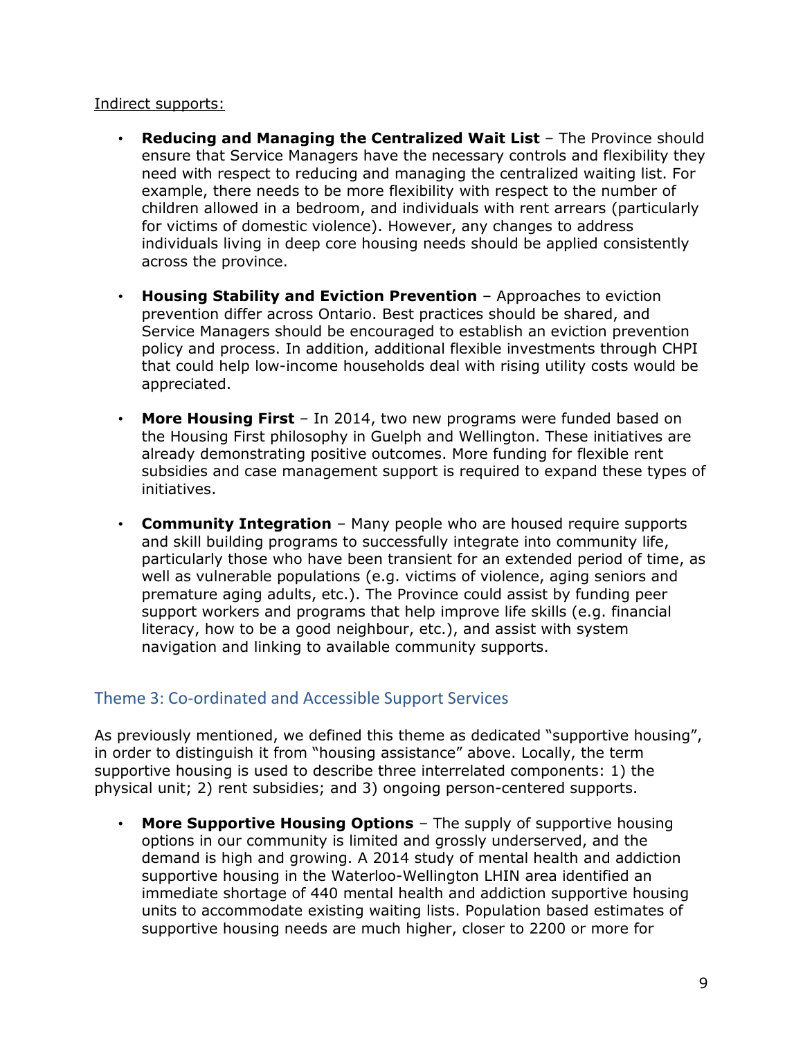<u>Indirect supports:</u>

- **Reducing and Managing the Centralized Wait List** – The Province should ensure that Service Managers have the necessary controls and flexibility they need with respect to reducing and managing the centralized waiting list. For example, there needs to be more flexibility with respect to the number of children allowed in a bedroom, and individuals with rent arrears (particularly for victims of domestic violence). However, any changes to address individuals living in deep core housing needs should be applied consistently across the province.

- **Housing Stability and Eviction Prevention** – Approaches to eviction prevention differ across Ontario. Best practices should be shared, and Service Managers should be encouraged to establish an eviction prevention policy and process. In addition, additional flexible investments through CHPI that could help low-income households deal with rising utility costs would be appreciated.

- **More Housing First** – In 2014, two new programs were funded based on the Housing First philosophy in Guelph and Wellington. These initiatives are already demonstrating positive outcomes. More funding for flexible rent subsidies and case management support is required to expand these types of initiatives.

- **Community Integration** – Many people who are housed require supports and skill building programs to successfully integrate into community life, particularly those who have been transient for an extended period of time, as well as vulnerable populations (e.g. victims of violence, aging seniors and premature aging adults, etc.). The Province could assist by funding peer support workers and programs that help improve life skills (e.g. financial literacy, how to be a good neighbour, etc.), and assist with system navigation and linking to available community supports.

## Theme 3: Co-ordinated and Accessible Support Services

As previously mentioned, we defined this theme as dedicated "supportive housing", in order to distinguish it from "housing assistance" above. Locally, the term supportive housing is used to describe three interrelated components: 1) the physical unit; 2) rent subsidies; and 3) ongoing person-centered supports.

- **More Supportive Housing Options** – The supply of supportive housing options in our community is limited and grossly underserved, and the demand is high and growing. A 2014 study of mental health and addiction supportive housing in the Waterloo-Wellington LHIN area identified an immediate shortage of 440 mental health and addiction supportive housing units to accommodate existing waiting lists. Population based estimates of supportive housing needs are much higher, closer to 2200 or more for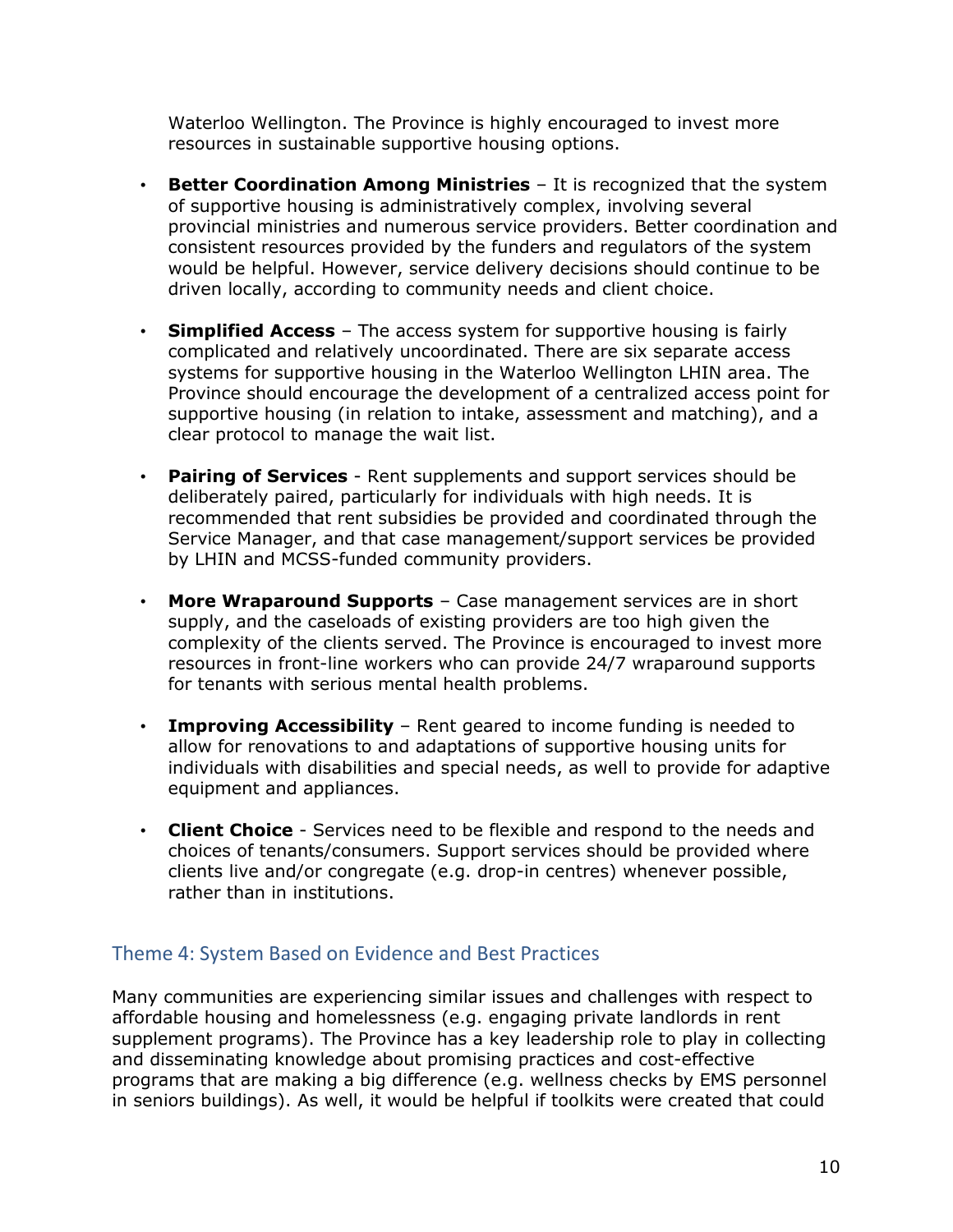Waterloo Wellington. The Province is highly encouraged to invest more resources in sustainable supportive housing options.

- **Better Coordination Among Ministries** – It is recognized that the system of supportive housing is administratively complex, involving several provincial ministries and numerous service providers. Better coordination and consistent resources provided by the funders and regulators of the system would be helpful. However, service delivery decisions should continue to be driven locally, according to community needs and client choice.

- **Simplified Access** – The access system for supportive housing is fairly complicated and relatively uncoordinated. There are six separate access systems for supportive housing in the Waterloo Wellington LHIN area. The Province should encourage the development of a centralized access point for supportive housing (in relation to intake, assessment and matching), and a clear protocol to manage the wait list.

- **Pairing of Services** - Rent supplements and support services should be deliberately paired, particularly for individuals with high needs. It is recommended that rent subsidies be provided and coordinated through the Service Manager, and that case management/support services be provided by LHIN and MCSS-funded community providers.

- **More Wraparound Supports** – Case management services are in short supply, and the caseloads of existing providers are too high given the complexity of the clients served. The Province is encouraged to invest more resources in front-line workers who can provide 24/7 wraparound supports for tenants with serious mental health problems.

- **Improving Accessibility** – Rent geared to income funding is needed to allow for renovations to and adaptations of supportive housing units for individuals with disabilities and special needs, as well to provide for adaptive equipment and appliances.

- **Client Choice** - Services need to be flexible and respond to the needs and choices of tenants/consumers. Support services should be provided where clients live and/or congregate (e.g. drop-in centres) whenever possible, rather than in institutions.

## Theme 4: System Based on Evidence and Best Practices

Many communities are experiencing similar issues and challenges with respect to affordable housing and homelessness (e.g. engaging private landlords in rent supplement programs). The Province has a key leadership role to play in collecting and disseminating knowledge about promising practices and cost-effective programs that are making a big difference (e.g. wellness checks by EMS personnel in seniors buildings). As well, it would be helpful if toolkits were created that could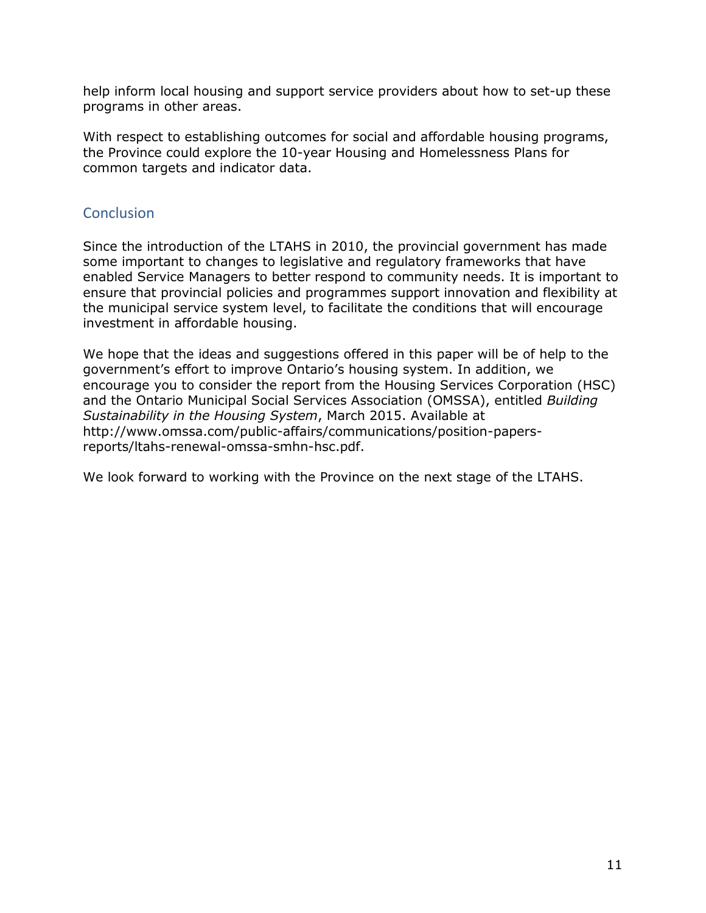help inform local housing and support service providers about how to set-up these programs in other areas.

With respect to establishing outcomes for social and affordable housing programs, the Province could explore the 10-year Housing and Homelessness Plans for common targets and indicator data.

## Conclusion

Since the introduction of the LTAHS in 2010, the provincial government has made some important to changes to legislative and regulatory frameworks that have enabled Service Managers to better respond to community needs. It is important to ensure that provincial policies and programmes support innovation and flexibility at the municipal service system level, to facilitate the conditions that will encourage investment in affordable housing.

We hope that the ideas and suggestions offered in this paper will be of help to the government's effort to improve Ontario's housing system. In addition, we encourage you to consider the report from the Housing Services Corporation (HSC) and the Ontario Municipal Social Services Association (OMSSA), entitled *Building Sustainability in the Housing System*, March 2015. Available at http://www.omssa.com/public-affairs/communications/position-papers-reports/ltahs-renewal-omssa-smhn-hsc.pdf.

We look forward to working with the Province on the next stage of the LTAHS.